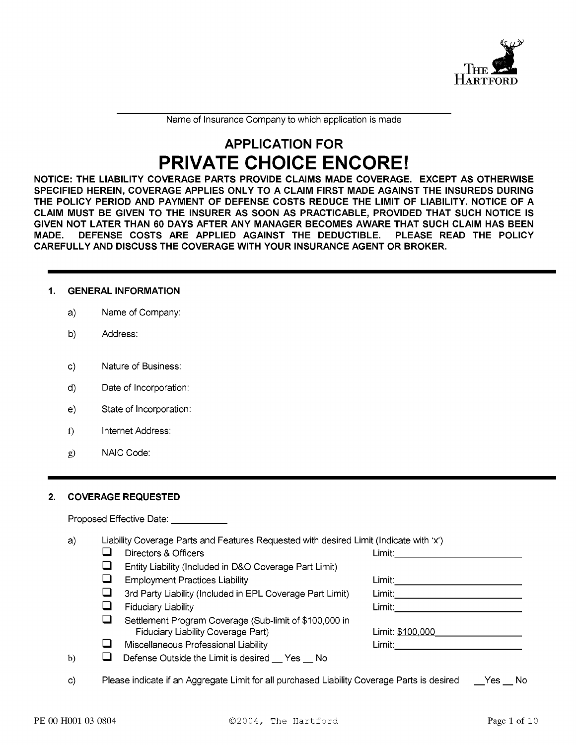\_\_\_\_\_\_\_\_\_\_\_\_\_\_\_\_\_\_\_\_\_\_\_\_\_\_\_\_\_\_\_\_\_\_\_\_\_\_\_\_\_\_\_\_\_\_\_\_\_\_\_\_\_\_\_\_\_\_

Name of Insurance Company to which application is made

# APPLICATION FOR
# PRIVATE CHOICE ENCORE!

**NOTICE: THE LIABILITY COVERAGE PARTS PROVIDE CLAIMS MADE COVERAGE. EXCEPT AS OTHERWISE SPECIFIED HEREIN, COVERAGE APPLIES ONLY TO A CLAIM FIRST MADE AGAINST THE INSUREDS DURING THE POLICY PERIOD AND PAYMENT OF DEFENSE COSTS REDUCE THE LIMIT OF LIABILITY. NOTICE OF A CLAIM MUST BE GIVEN TO THE INSURER AS SOON AS PRACTICABLE, PROVIDED THAT SUCH NOTICE IS GIVEN NOT LATER THAN 60 DAYS AFTER ANY MANAGER BECOMES AWARE THAT SUCH CLAIM HAS BEEN MADE. DEFENSE COSTS ARE APPLIED AGAINST THE DEDUCTIBLE. PLEASE READ THE POLICY CAREFULLY AND DISCUSS THE COVERAGE WITH YOUR INSURANCE AGENT OR BROKER.**

## 1. GENERAL INFORMATION

a) Name of Company:

b) Address:

c) Nature of Business:

d) Date of Incorporation:

e) State of Incorporation:

f) Internet Address:

g) NAIC Code:

## 2. COVERAGE REQUESTED

Proposed Effective Date: \_\_\_\_\_\_\_\_\_\_\_

a) Liability Coverage Parts and Features Requested with desired Limit (Indicate with 'x')

- ☐ Directors & Officers — Limit: \_\_\_\_\_\_\_\_\_\_\_\_\_\_\_\_\_\_\_\_\_\_\_\_
- ☐ Entity Liability (Included in D&O Coverage Part Limit)
- ☐ Employment Practices Liability — Limit: \_\_\_\_\_\_\_\_\_\_\_\_\_\_\_\_\_\_\_\_\_\_\_\_
- ☐ 3rd Party Liability (Included in EPL Coverage Part Limit) — Limit: \_\_\_\_\_\_\_\_\_\_\_\_\_\_\_\_\_\_\_\_\_\_\_\_
- ☐ Fiduciary Liability — Limit: \_\_\_\_\_\_\_\_\_\_\_\_\_\_\_\_\_\_\_\_\_\_\_\_
- ☐ Settlement Program Coverage (Sub-limit of $100,000 in Fiduciary Liability Coverage Part) — Limit: $100,000
- ☐ Miscellaneous Professional Liability — Limit: \_\_\_\_\_\_\_\_\_\_\_\_\_\_\_\_\_\_\_\_\_\_\_\_

b) ☐ Defense Outside the Limit is desired \_\_ Yes \_\_ No

c) Please indicate if an Aggregate Limit for all purchased Liability Coverage Parts is desired \_\_Yes \_\_ No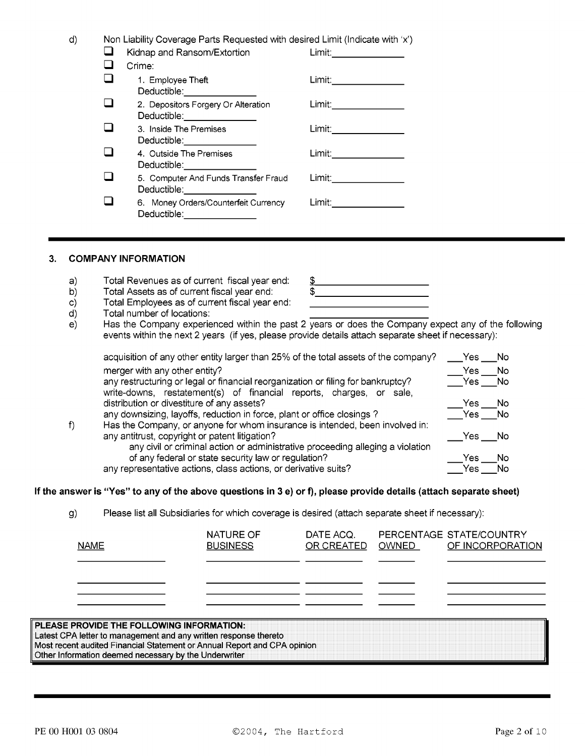d) Non Liability Coverage Parts Requested with desired Limit (Indicate with 'x')

- ☐ Kidnap and Ransom/Extortion — Limit: ______________
- ☐ Crime:
- ☐ 1. Employee Theft — Limit: ______________
  Deductible: ______________
- ☐ 2. Depositors Forgery Or Alteration — Limit: ______________
  Deductible: ______________
- ☐ 3. Inside The Premises — Limit: ______________
  Deductible: ______________
- ☐ 4. Outside The Premises — Limit: ______________
  Deductible: ______________
- ☐ 5. Computer And Funds Transfer Fraud — Limit: ______________
  Deductible: ______________
- ☐ 6. Money Orders/Counterfeit Currency — Limit: ______________
  Deductible: ______________

---

## 3. COMPANY INFORMATION

a) Total Revenues as of current fiscal year end: $______________________

b) Total Assets as of current fiscal year end: $______________________

c) Total Employees as of current fiscal year end: ______________________

d) Total number of locations: ______________________

e) Has the Company experienced within the past 2 years or does the Company expect any of the following events within the next 2 years (if yes, please provide details attach separate sheet if necessary):

| | |
|---|---|
| acquisition of any other entity larger than 25% of the total assets of the company? | ___Yes ___No |
| merger with any other entity? | ___Yes ___No |
| any restructuring or legal or financial reorganization or filing for bankruptcy? | ___Yes ___No |
| write-downs, restatement(s) of financial reports, charges, or sale, distribution or divestiture of any assets? | ___Yes ___No |
| any downsizing, layoffs, reduction in force, plant or office closings ? | ___Yes ___No |

f) Has the Company, or anyone for whom insurance is intended, been involved in:

| | |
|---|---|
| any antitrust, copyright or patent litigation? | ___Yes ___No |
| any civil or criminal action or administrative proceeding alleging a violation of any federal or state security law or regulation? | ___Yes ___No |
| any representative actions, class actions, or derivative suits? | ___Yes ___No |

**If the answer is "Yes" to any of the above questions in 3 e) or f), please provide details (attach separate sheet)**

g) Please list all Subsidiaries for which coverage is desired (attach separate sheet if necessary):

| NAME | NATURE OF BUSINESS | DATE ACQ. OR CREATED | PERCENTAGE OWNED | STATE/COUNTRY OF INCORPORATION |
|---|---|---|---|---|
| | | | | |
| | | | | |
| | | | | |
| | | | | |

**PLEASE PROVIDE THE FOLLOWING INFORMATION:**
Latest CPA letter to management and any written response thereto
Most recent audited Financial Statement or Annual Report and CPA opinion
Other Information deemed necessary by the Underwriter

PE 00 H001 03 0804 ©2004, The Hartford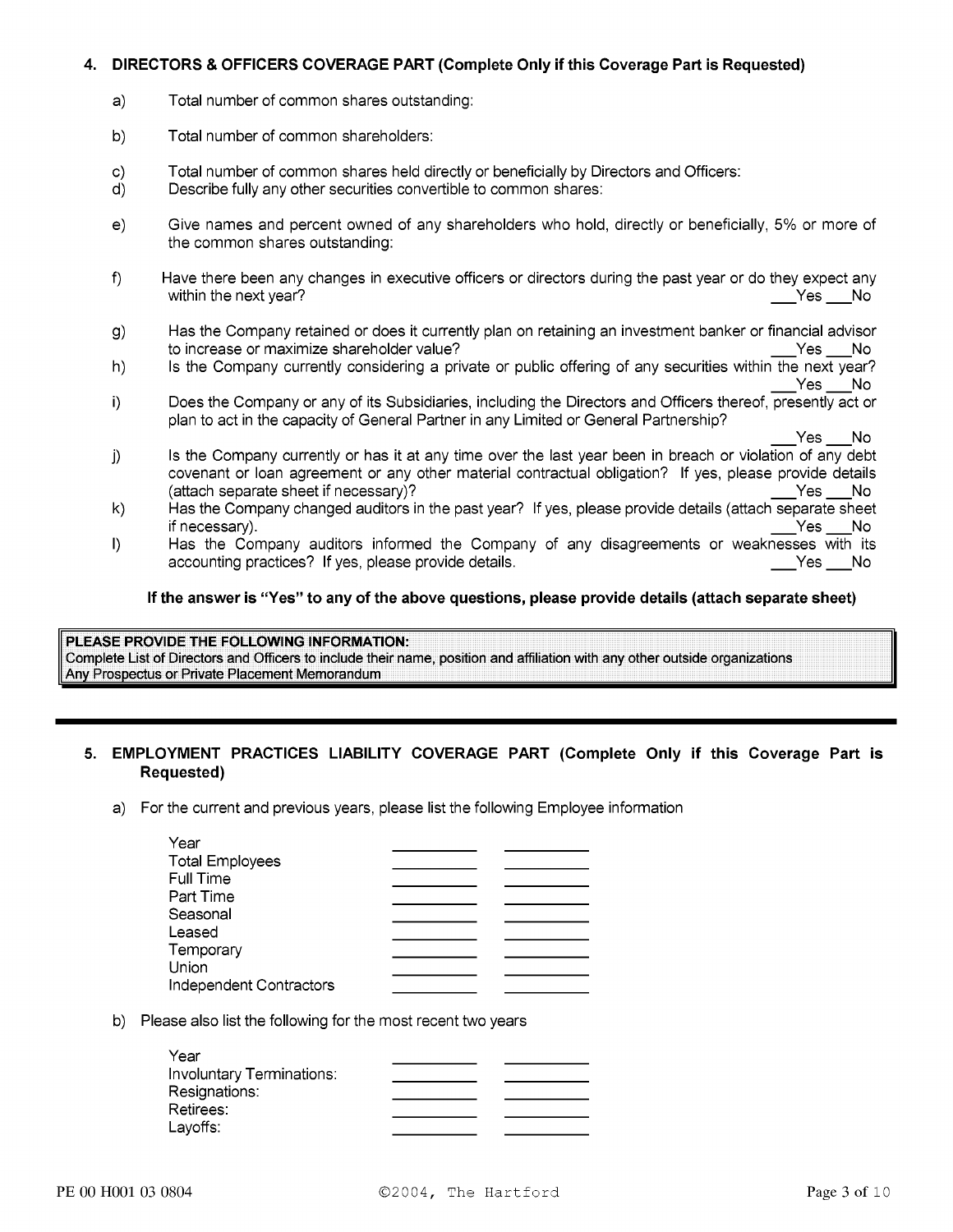## 4. DIRECTORS & OFFICERS COVERAGE PART (Complete Only if this Coverage Part is Requested)

a) Total number of common shares outstanding:

b) Total number of common shareholders:

c) Total number of common shares held directly or beneficially by Directors and Officers:

d) Describe fully any other securities convertible to common shares:

e) Give names and percent owned of any shareholders who hold, directly or beneficially, 5% or more of the common shares outstanding:

f) Have there been any changes in executive officers or directors during the past year or do they expect any within the next year? ___Yes ___No

g) Has the Company retained or does it currently plan on retaining an investment banker or financial advisor to increase or maximize shareholder value? ___Yes ___No

h) Is the Company currently considering a private or public offering of any securities within the next year? ___Yes ___No

i) Does the Company or any of its Subsidiaries, including the Directors and Officers thereof, presently act or plan to act in the capacity of General Partner in any Limited or General Partnership? ___Yes ___No

j) Is the Company currently or has it at any time over the last year been in breach or violation of any debt covenant or loan agreement or any other material contractual obligation? If yes, please provide details (attach separate sheet if necessary)? ___Yes ___No

k) Has the Company changed auditors in the past year? If yes, please provide details (attach separate sheet if necessary). ___Yes ___No

l) Has the Company auditors informed the Company of any disagreements or weaknesses with its accounting practices? If yes, please provide details. ___Yes ___No

**If the answer is "Yes" to any of the above questions, please provide details (attach separate sheet)**

**PLEASE PROVIDE THE FOLLOWING INFORMATION:**
Complete List of Directors and Officers to include their name, position and affiliation with any other outside organizations
Any Prospectus or Private Placement Memorandum

---

## 5. EMPLOYMENT PRACTICES LIABILITY COVERAGE PART (Complete Only if this Coverage Part is Requested)

a) For the current and previous years, please list the following Employee information

| | | |
|---|---|---|
| Year | ________ | ________ |
| Total Employees | ________ | ________ |
| Full Time | ________ | ________ |
| Part Time | ________ | ________ |
| Seasonal | ________ | ________ |
| Leased | ________ | ________ |
| Temporary | ________ | ________ |
| Union | ________ | ________ |
| Independent Contractors | ________ | ________ |

b) Please also list the following for the most recent two years

| | | |
|---|---|---|
| Year | ________ | ________ |
| Involuntary Terminations: | ________ | ________ |
| Resignations: | ________ | ________ |
| Retirees: | ________ | ________ |
| Layoffs: | ________ | ________ |

PE 00 H001 03 0804 ©2004, The Hartford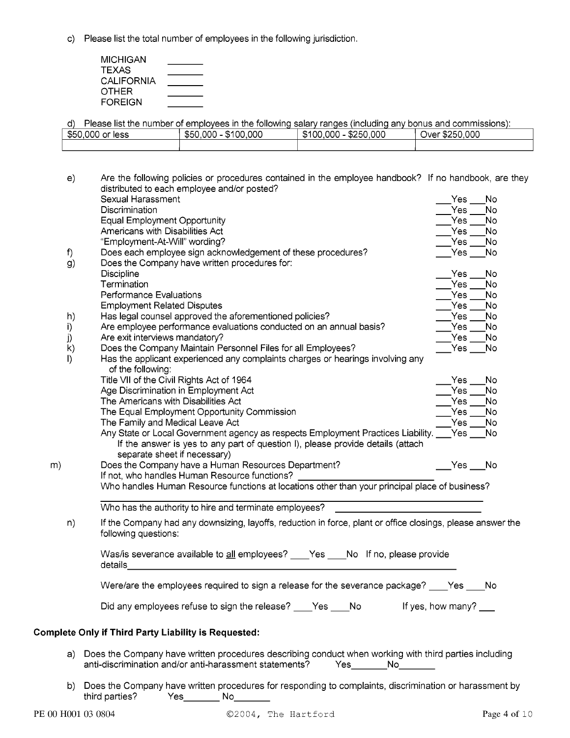c) Please list the total number of employees in the following jurisdiction.

MICHIGAN _______
TEXAS _______
CALIFORNIA _______
OTHER _______
FOREIGN _______

d) Please list the number of employees in the following salary ranges (including any bonus and commissions):

| $50,000 or less | $50,000 - $100,000 | $100,000 - $250,000 | Over $250,000 |
|---|---|---|---|
| | | | |

e) Are the following policies or procedures contained in the employee handbook? If no handbook, are they distributed to each employee and/or posted?

- Sexual Harassment ___Yes ___No
- Discrimination ___Yes ___No
- Equal Employment Opportunity ___Yes ___No
- Americans with Disabilities Act ___Yes ___No
- "Employment-At-Will" wording? ___Yes ___No

f) Does each employee sign acknowledgement of these procedures? ___Yes ___No

g) Does the Company have written procedures for:

- Discipline ___Yes ___No
- Termination ___Yes ___No
- Performance Evaluations ___Yes ___No
- Employment Related Disputes ___Yes ___No

h) Has legal counsel approved the aforementioned policies? ___Yes ___No

i) Are employee performance evaluations conducted on an annual basis? ___Yes ___No

j) Are exit interviews mandatory? ___Yes ___No

k) Does the Company Maintain Personnel Files for all Employees? ___Yes ___No

l) Has the applicant experienced any complaints charges or hearings involving any of the following:

- Title VII of the Civil Rights Act of 1964 ___Yes ___No
- Age Discrimination in Employment Act ___Yes ___No
- The Americans with Disabilities Act ___Yes ___No
- The Equal Employment Opportunity Commission ___Yes ___No
- The Family and Medical Leave Act ___Yes ___No
- Any State or Local Government agency as respects Employment Practices Liability. ___Yes ___No

If the answer is yes to any part of question l), please provide details (attach separate sheet if necessary)

m) Does the Company have a Human Resources Department? ___Yes ___No

If not, who handles Human Resource functions? ___________________________

Who handles Human Resource functions at locations other than your principal place of business?

___________________________________________________________

Who has the authority to hire and terminate employees? ___________________________

n) If the Company had any downsizing, layoffs, reduction in force, plant or office closings, please answer the following questions:

Was/is severance available to <u>all</u> employees? ____Yes ____No If no, please provide details___________________________________________________________

Were/are the employees required to sign a release for the severance package? ____Yes ____No

Did any employees refuse to sign the release? ____Yes ____No If yes, how many? ___

**Complete Only if Third Party Liability is Requested:**

a) Does the Company have written procedures describing conduct when working with third parties including anti-discrimination and/or anti-harassment statements? Yes_______ No_______

b) Does the Company have written procedures for responding to complaints, discrimination or harassment by third parties? Yes_______ No_______

PE 00 H001 03 0804 ©2004, The Hartford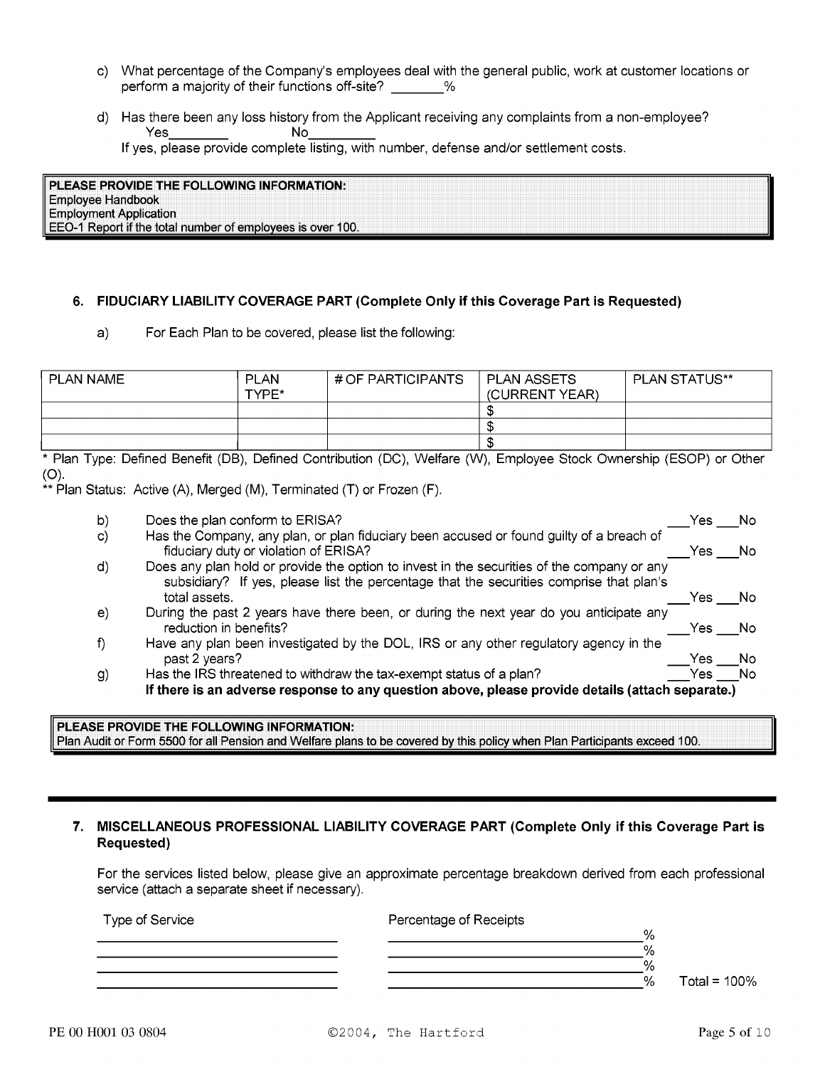c) What percentage of the Company's employees deal with the general public, work at customer locations or perform a majority of their functions off-site? _______%

d) Has there been any loss history from the Applicant receiving any complaints from a non-employee?
Yes________ No________
If yes, please provide complete listing, with number, defense and/or settlement costs.

> **PLEASE PROVIDE THE FOLLOWING INFORMATION:**
> Employee Handbook
> Employment Application
> EEO-1 Report if the total number of employees is over 100.

## 6. FIDUCIARY LIABILITY COVERAGE PART (Complete Only if this Coverage Part is Requested)

a) For Each Plan to be covered, please list the following:

| PLAN NAME | PLAN TYPE* | # OF PARTICIPANTS | PLAN ASSETS (CURRENT YEAR) | PLAN STATUS** |
|---|---|---|---|---|
| | | | $ | |
| | | | $ | |
| | | | $ | |

\* Plan Type: Defined Benefit (DB), Defined Contribution (DC), Welfare (W), Employee Stock Ownership (ESOP) or Other (O).

\** Plan Status: Active (A), Merged (M), Terminated (T) or Frozen (F).

b) Does the plan conform to ERISA? ___Yes ___No

c) Has the Company, any plan, or plan fiduciary been accused or found guilty of a breach of fiduciary duty or violation of ERISA? ___Yes ___No

d) Does any plan hold or provide the option to invest in the securities of the company or any subsidiary? If yes, please list the percentage that the securities comprise that plan's total assets. ___Yes ___No

e) During the past 2 years have there been, or during the next year do you anticipate any reduction in benefits? ___Yes ___No

f) Have any plan been investigated by the DOL, IRS or any other regulatory agency in the past 2 years? ___Yes ___No

g) Has the IRS threatened to withdraw the tax-exempt status of a plan? ___Yes ___No

**If there is an adverse response to any question above, please provide details (attach separate.)**

> **PLEASE PROVIDE THE FOLLOWING INFORMATION:**
> Plan Audit or Form 5500 for all Pension and Welfare plans to be covered by this policy when Plan Participants exceed 100.

## 7. MISCELLANEOUS PROFESSIONAL LIABILITY COVERAGE PART (Complete Only if this Coverage Part is Requested)

For the services listed below, please give an approximate percentage breakdown derived from each professional service (attach a separate sheet if necessary).

| Type of Service | Percentage of Receipts |
|---|---|
| ____________________ | ____________________% |
| ____________________ | ____________________% |
| ____________________ | ____________________% |
| ____________________ | ____________________% |
| | Total = 100% |

PE 00 H001 03 0804 ©2004, The Hartford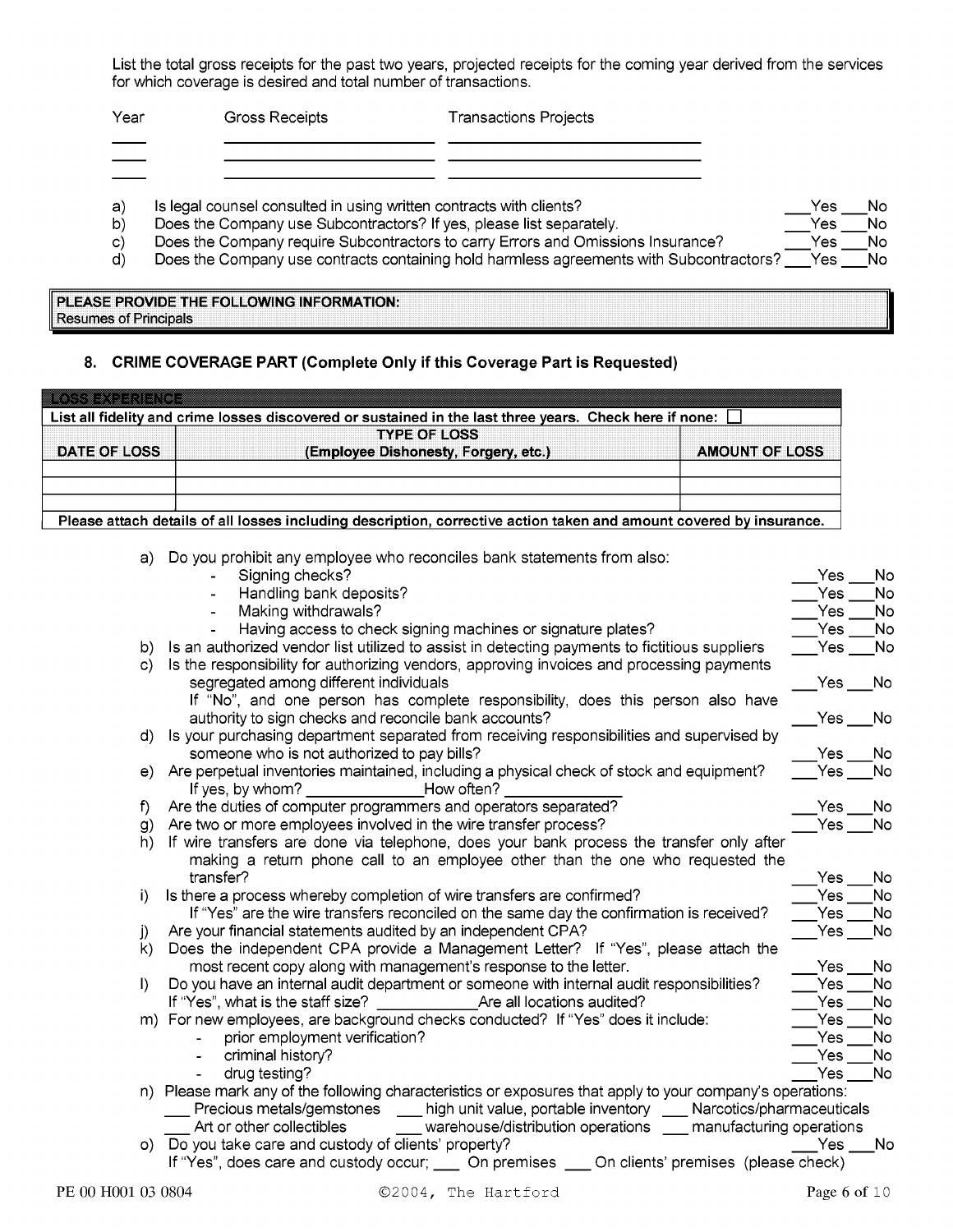List the total gross receipts for the past two years, projected receipts for the coming year derived from the services for which coverage is desired and total number of transactions.

| Year | Gross Receipts | Transactions Projects |
|---|---|---|
| ____ | ______________________ | __________________________ |
| ____ | ______________________ | __________________________ |
| ____ | ______________________ | __________________________ |

a) Is legal counsel consulted in using written contracts with clients? ___Yes ___No

b) Does the Company use Subcontractors? If yes, please list separately. ___Yes ___No

c) Does the Company require Subcontractors to carry Errors and Omissions Insurance? ___Yes ___No

d) Does the Company use contracts containing hold harmless agreements with Subcontractors? ___Yes ___No

**PLEASE PROVIDE THE FOLLOWING INFORMATION:**
Resumes of Principals

## 8. CRIME COVERAGE PART (Complete Only if this Coverage Part is Requested)

| **LOSS EXPERIENCE** | | |
|---|---|---|
| **List all fidelity and crime losses discovered or sustained in the last three years. Check here if none: ☐** | | |
| **DATE OF LOSS** | **TYPE OF LOSS (Employee Dishonesty, Forgery, etc.)** | **AMOUNT OF LOSS** |
| | | |
| | | |
| | | |
| **Please attach details of all losses including description, corrective action taken and amount covered by insurance.** | | |

a) Do you prohibit any employee who reconciles bank statements from also:
- Signing checks? ___Yes ___No
- Handling bank deposits? ___Yes ___No
- Making withdrawals? ___Yes ___No
- Having access to check signing machines or signature plates? ___Yes ___No

b) Is an authorized vendor list utilized to assist in detecting payments to fictitious suppliers ___Yes ___No

c) Is the responsibility for authorizing vendors, approving invoices and processing payments segregated among different individuals ___Yes ___No
If "No", and one person has complete responsibility, does this person also have authority to sign checks and reconcile bank accounts? ___Yes ___No

d) Is your purchasing department separated from receiving responsibilities and supervised by someone who is not authorized to pay bills? ___Yes ___No

e) Are perpetual inventories maintained, including a physical check of stock and equipment? ___Yes ___No
If yes, by whom? ____________ How often? ____________

f) Are the duties of computer programmers and operators separated? ___Yes ___No

g) Are two or more employees involved in the wire transfer process? ___Yes ___No

h) If wire transfers are done via telephone, does your bank process the transfer only after making a return phone call to an employee other than the one who requested the transfer? ___Yes ___No

i) Is there a process whereby completion of wire transfers are confirmed? ___Yes ___No
If "Yes" are the wire transfers reconciled on the same day the confirmation is received? ___Yes ___No

j) Are your financial statements audited by an independent CPA? ___Yes ___No

k) Does the independent CPA provide a Management Letter? If "Yes", please attach the most recent copy along with management's response to the letter. ___Yes ___No

l) Do you have an internal audit department or someone with internal audit responsibilities? ___Yes ___No
If "Yes", what is the staff size? ____________ Are all locations audited? ___Yes ___No

m) For new employees, are background checks conducted? If "Yes" does it include: ___Yes ___No
- prior employment verification? ___Yes ___No
- criminal history? ___Yes ___No
- drug testing? ___Yes ___No

n) Please mark any of the following characteristics or exposures that apply to your company's operations:
___ Precious metals/gemstones ___ high unit value, portable inventory ___ Narcotics/pharmaceuticals
___ Art or other collectibles ___ warehouse/distribution operations ___ manufacturing operations

o) Do you take care and custody of clients' property? ___Yes ___No
If "Yes", does care and custody occur; ___ On premises ___ On clients' premises (please check)

PE 00 H001 03 0804 ©2004, The Hartford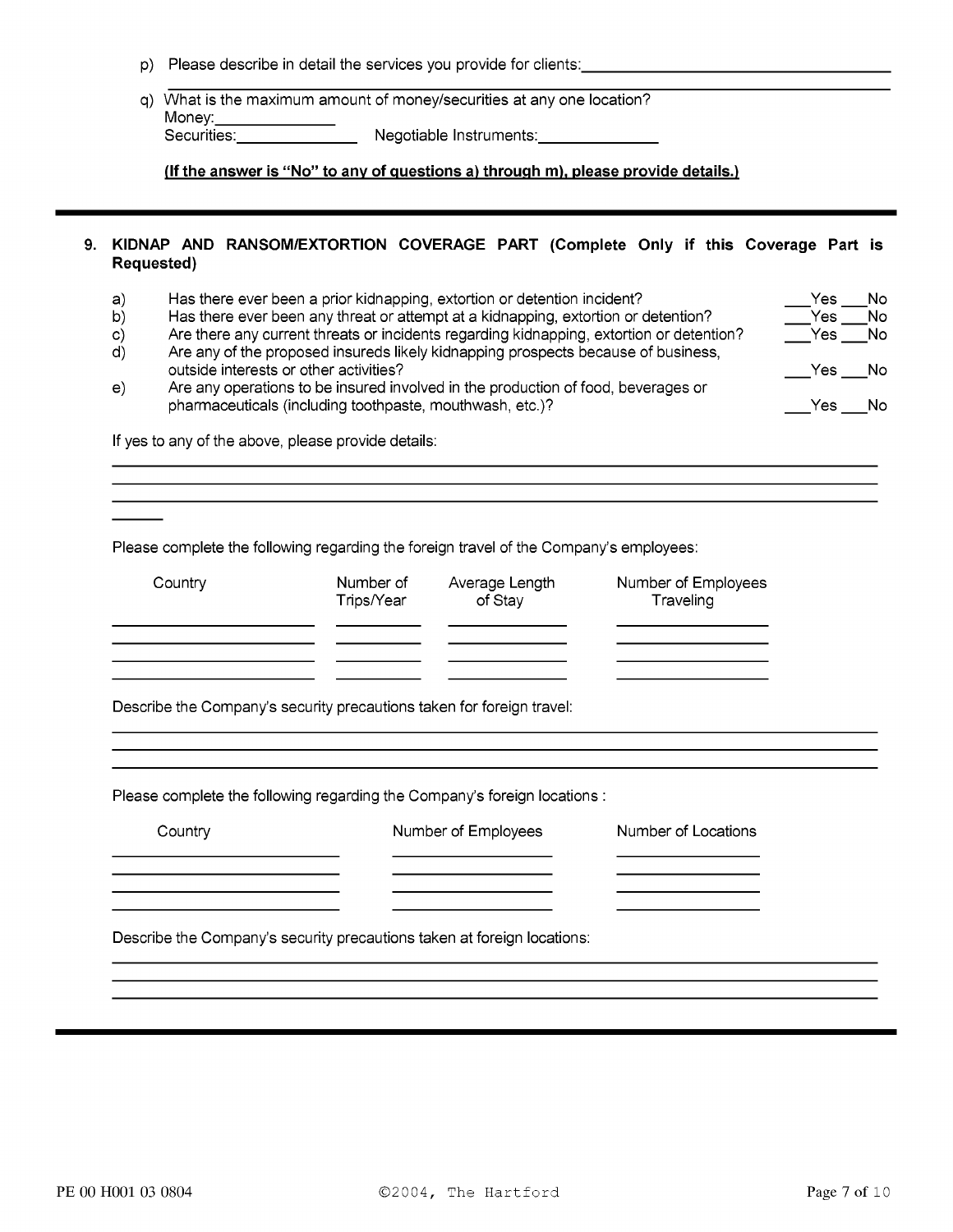p) Please describe in detail the services you provide for clients: \_\_\_\_\_\_\_\_\_\_\_\_\_\_\_\_\_\_\_\_\_\_\_\_\_\_\_\_\_\_\_\_\_\_\_\_

q) What is the maximum amount of money/securities at any one location?
Money: \_\_\_\_\_\_\_\_\_\_\_\_\_\_
Securities: \_\_\_\_\_\_\_\_\_\_\_\_\_\_ Negotiable Instruments: \_\_\_\_\_\_\_\_\_\_\_\_\_\_

**(If the answer is "No" to any of questions a) through m), please provide details.)**

---

## 9. KIDNAP AND RANSOM/EXTORTION COVERAGE PART (Complete Only if this Coverage Part is Requested)

a) Has there ever been a prior kidnapping, extortion or detention incident? \_\_\_Yes \_\_\_No

b) Has there ever been any threat or attempt at a kidnapping, extortion or detention? \_\_\_Yes \_\_\_No

c) Are there any current threats or incidents regarding kidnapping, extortion or detention? \_\_\_Yes \_\_\_No

d) Are any of the proposed insureds likely kidnapping prospects because of business, outside interests or other activities? \_\_\_Yes \_\_\_No

e) Are any operations to be insured involved in the production of food, beverages or pharmaceuticals (including toothpaste, mouthwash, etc.)? \_\_\_Yes \_\_\_No

If yes to any of the above, please provide details:

Please complete the following regarding the foreign travel of the Company's employees:

| Country | Number of Trips/Year | Average Length of Stay | Number of Employees Traveling |
|---|---|---|---|
| | | | |
| | | | |
| | | | |

Describe the Company's security precautions taken for foreign travel:

Please complete the following regarding the Company's foreign locations :

| Country | Number of Employees | Number of Locations |
|---|---|---|
| | | |
| | | |
| | | |

Describe the Company's security precautions taken at foreign locations: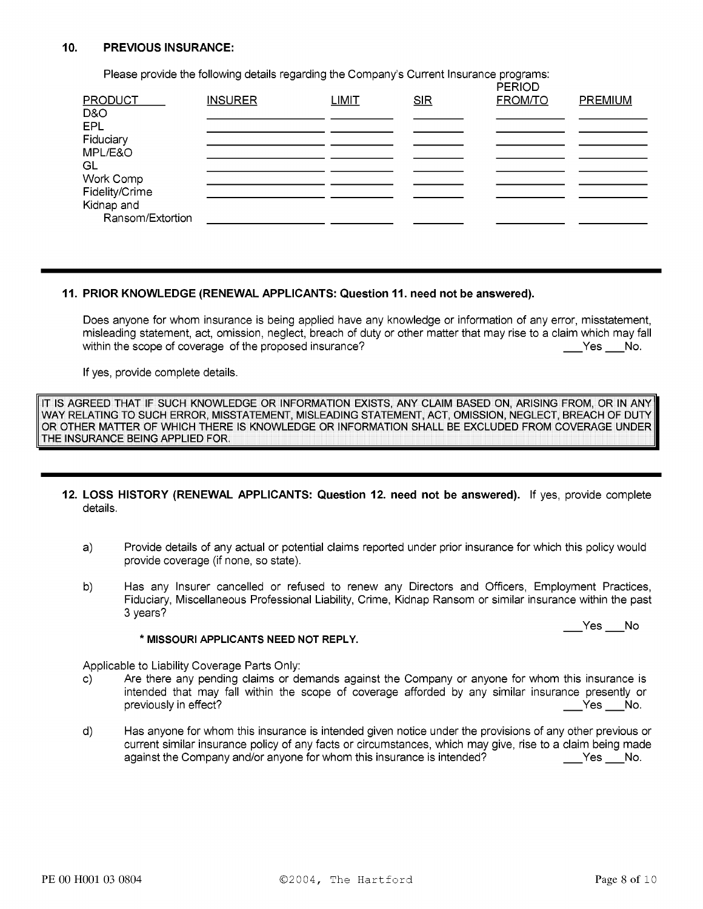## 10. PREVIOUS INSURANCE:

Please provide the following details regarding the Company's Current Insurance programs:

| PRODUCT | INSURER | LIMIT | SIR | PERIOD FROM/TO | PREMIUM |
|---|---|---|---|---|---|
| D&O | | | | | |
| EPL | | | | | |
| Fiduciary | | | | | |
| MPL/E&O | | | | | |
| GL | | | | | |
| Work Comp | | | | | |
| Fidelity/Crime | | | | | |
| Kidnap and Ransom/Extortion | | | | | |

---

## 11. PRIOR KNOWLEDGE (RENEWAL APPLICANTS: Question 11. need not be answered).

Does anyone for whom insurance is being applied have any knowledge or information of any error, misstatement, misleading statement, act, omission, neglect, breach of duty or other matter that may rise to a claim which may fall within the scope of coverage of the proposed insurance? ___Yes ___No.

If yes, provide complete details.

IT IS AGREED THAT IF SUCH KNOWLEDGE OR INFORMATION EXISTS, ANY CLAIM BASED ON, ARISING FROM, OR IN ANY WAY RELATING TO SUCH ERROR, MISSTATEMENT, MISLEADING STATEMENT, ACT, OMISSION, NEGLECT, BREACH OF DUTY OR OTHER MATTER OF WHICH THERE IS KNOWLEDGE OR INFORMATION SHALL BE EXCLUDED FROM COVERAGE UNDER THE INSURANCE BEING APPLIED FOR.

---

## 12. LOSS HISTORY (RENEWAL APPLICANTS: Question 12. need not be answered). 

If yes, provide complete details.

a) Provide details of any actual or potential claims reported under prior insurance for which this policy would provide coverage (if none, so state).

b) Has any Insurer cancelled or refused to renew any Directors and Officers, Employment Practices, Fiduciary, Miscellaneous Professional Liability, Crime, Kidnap Ransom or similar insurance within the past 3 years? ___Yes ___No

**\* MISSOURI APPLICANTS NEED NOT REPLY.**

Applicable to Liability Coverage Parts Only:

c) Are there any pending claims or demands against the Company or anyone for whom this insurance is intended that may fall within the scope of coverage afforded by any similar insurance presently or previously in effect? ___Yes ___No.

d) Has anyone for whom this insurance is intended given notice under the provisions of any other previous or current similar insurance policy of any facts or circumstances, which may give, rise to a claim being made against the Company and/or anyone for whom this insurance is intended? ___Yes ___No.

PE 00 H001 03 0804 ©2004, The Hartford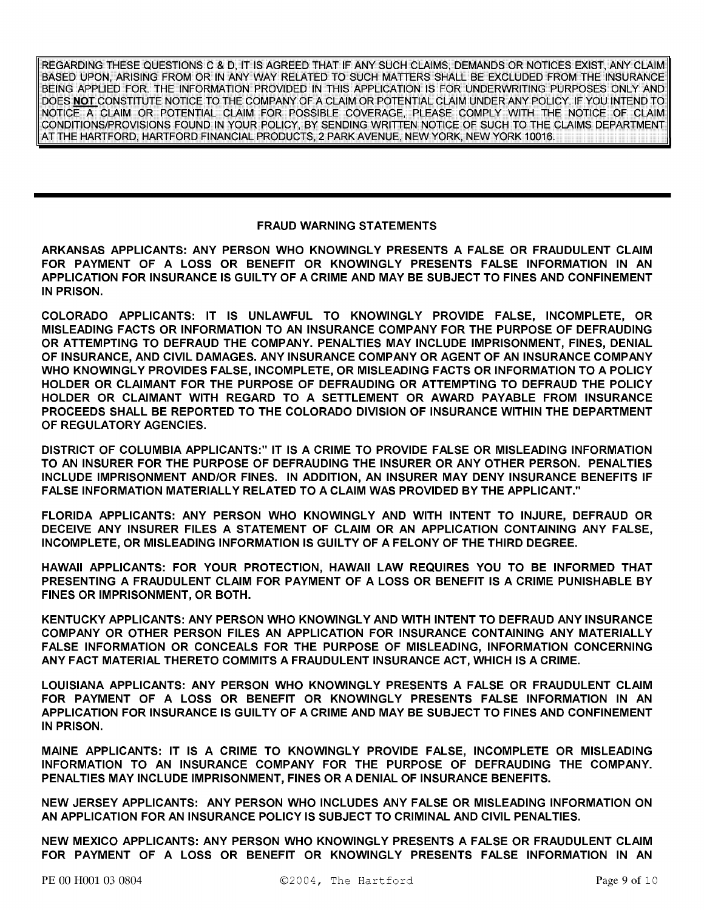REGARDING THESE QUESTIONS C & D, IT IS AGREED THAT IF ANY SUCH CLAIMS, DEMANDS OR NOTICES EXIST, ANY CLAIM BASED UPON, ARISING FROM OR IN ANY WAY RELATED TO SUCH MATTERS SHALL BE EXCLUDED FROM THE INSURANCE BEING APPLIED FOR. THE INFORMATION PROVIDED IN THIS APPLICATION IS FOR UNDERWRITING PURPOSES ONLY AND DOES **NOT** CONSTITUTE NOTICE TO THE COMPANY OF A CLAIM OR POTENTIAL CLAIM UNDER ANY POLICY. IF YOU INTEND TO NOTICE A CLAIM OR POTENTIAL CLAIM FOR POSSIBLE COVERAGE, PLEASE COMPLY WITH THE NOTICE OF CLAIM CONDITIONS/PROVISIONS FOUND IN YOUR POLICY, BY SENDING WRITTEN NOTICE OF SUCH TO THE CLAIMS DEPARTMENT AT THE HARTFORD, HARTFORD FINANCIAL PRODUCTS, 2 PARK AVENUE, NEW YORK, NEW YORK 10016.

---

## FRAUD WARNING STATEMENTS

**ARKANSAS APPLICANTS: ANY PERSON WHO KNOWINGLY PRESENTS A FALSE OR FRAUDULENT CLAIM FOR PAYMENT OF A LOSS OR BENEFIT OR KNOWINGLY PRESENTS FALSE INFORMATION IN AN APPLICATION FOR INSURANCE IS GUILTY OF A CRIME AND MAY BE SUBJECT TO FINES AND CONFINEMENT IN PRISON.**

**COLORADO APPLICANTS: IT IS UNLAWFUL TO KNOWINGLY PROVIDE FALSE, INCOMPLETE, OR MISLEADING FACTS OR INFORMATION TO AN INSURANCE COMPANY FOR THE PURPOSE OF DEFRAUDING OR ATTEMPTING TO DEFRAUD THE COMPANY. PENALTIES MAY INCLUDE IMPRISONMENT, FINES, DENIAL OF INSURANCE, AND CIVIL DAMAGES. ANY INSURANCE COMPANY OR AGENT OF AN INSURANCE COMPANY WHO KNOWINGLY PROVIDES FALSE, INCOMPLETE, OR MISLEADING FACTS OR INFORMATION TO A POLICY HOLDER OR CLAIMANT FOR THE PURPOSE OF DEFRAUDING OR ATTEMPTING TO DEFRAUD THE POLICY HOLDER OR CLAIMANT WITH REGARD TO A SETTLEMENT OR AWARD PAYABLE FROM INSURANCE PROCEEDS SHALL BE REPORTED TO THE COLORADO DIVISION OF INSURANCE WITHIN THE DEPARTMENT OF REGULATORY AGENCIES.**

**DISTRICT OF COLUMBIA APPLICANTS:" IT IS A CRIME TO PROVIDE FALSE OR MISLEADING INFORMATION TO AN INSURER FOR THE PURPOSE OF DEFRAUDING THE INSURER OR ANY OTHER PERSON. PENALTIES INCLUDE IMPRISONMENT AND/OR FINES. IN ADDITION, AN INSURER MAY DENY INSURANCE BENEFITS IF FALSE INFORMATION MATERIALLY RELATED TO A CLAIM WAS PROVIDED BY THE APPLICANT."**

**FLORIDA APPLICANTS: ANY PERSON WHO KNOWINGLY AND WITH INTENT TO INJURE, DEFRAUD OR DECEIVE ANY INSURER FILES A STATEMENT OF CLAIM OR AN APPLICATION CONTAINING ANY FALSE, INCOMPLETE, OR MISLEADING INFORMATION IS GUILTY OF A FELONY OF THE THIRD DEGREE.**

**HAWAII APPLICANTS: FOR YOUR PROTECTION, HAWAII LAW REQUIRES YOU TO BE INFORMED THAT PRESENTING A FRAUDULENT CLAIM FOR PAYMENT OF A LOSS OR BENEFIT IS A CRIME PUNISHABLE BY FINES OR IMPRISONMENT, OR BOTH.**

**KENTUCKY APPLICANTS: ANY PERSON WHO KNOWINGLY AND WITH INTENT TO DEFRAUD ANY INSURANCE COMPANY OR OTHER PERSON FILES AN APPLICATION FOR INSURANCE CONTAINING ANY MATERIALLY FALSE INFORMATION OR CONCEALS FOR THE PURPOSE OF MISLEADING, INFORMATION CONCERNING ANY FACT MATERIAL THERETO COMMITS A FRAUDULENT INSURANCE ACT, WHICH IS A CRIME.**

**LOUISIANA APPLICANTS: ANY PERSON WHO KNOWINGLY PRESENTS A FALSE OR FRAUDULENT CLAIM FOR PAYMENT OF A LOSS OR BENEFIT OR KNOWINGLY PRESENTS FALSE INFORMATION IN AN APPLICATION FOR INSURANCE IS GUILTY OF A CRIME AND MAY BE SUBJECT TO FINES AND CONFINEMENT IN PRISON.**

**MAINE APPLICANTS: IT IS A CRIME TO KNOWINGLY PROVIDE FALSE, INCOMPLETE OR MISLEADING INFORMATION TO AN INSURANCE COMPANY FOR THE PURPOSE OF DEFRAUDING THE COMPANY. PENALTIES MAY INCLUDE IMPRISONMENT, FINES OR A DENIAL OF INSURANCE BENEFITS.**

**NEW JERSEY APPLICANTS: ANY PERSON WHO INCLUDES ANY FALSE OR MISLEADING INFORMATION ON AN APPLICATION FOR AN INSURANCE POLICY IS SUBJECT TO CRIMINAL AND CIVIL PENALTIES.**

**NEW MEXICO APPLICANTS: ANY PERSON WHO KNOWINGLY PRESENTS A FALSE OR FRAUDULENT CLAIM FOR PAYMENT OF A LOSS OR BENEFIT OR KNOWINGLY PRESENTS FALSE INFORMATION IN AN**

PE 00 H001 03 0804 ©2004, The Hartford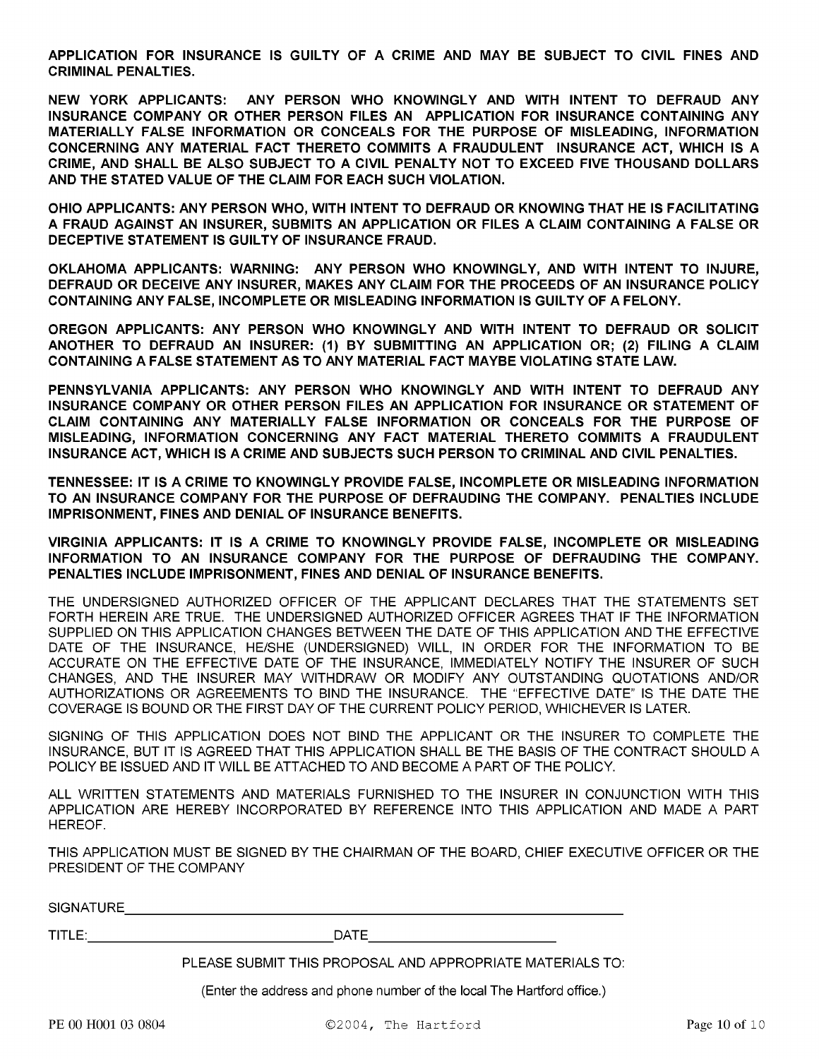**APPLICATION FOR INSURANCE IS GUILTY OF A CRIME AND MAY BE SUBJECT TO CIVIL FINES AND CRIMINAL PENALTIES.**

**NEW YORK APPLICANTS: ANY PERSON WHO KNOWINGLY AND WITH INTENT TO DEFRAUD ANY INSURANCE COMPANY OR OTHER PERSON FILES AN APPLICATION FOR INSURANCE CONTAINING ANY MATERIALLY FALSE INFORMATION OR CONCEALS FOR THE PURPOSE OF MISLEADING, INFORMATION CONCERNING ANY MATERIAL FACT THERETO COMMITS A FRAUDULENT INSURANCE ACT, WHICH IS A CRIME, AND SHALL BE ALSO SUBJECT TO A CIVIL PENALTY NOT TO EXCEED FIVE THOUSAND DOLLARS AND THE STATED VALUE OF THE CLAIM FOR EACH SUCH VIOLATION.**

**OHIO APPLICANTS: ANY PERSON WHO, WITH INTENT TO DEFRAUD OR KNOWING THAT HE IS FACILITATING A FRAUD AGAINST AN INSURER, SUBMITS AN APPLICATION OR FILES A CLAIM CONTAINING A FALSE OR DECEPTIVE STATEMENT IS GUILTY OF INSURANCE FRAUD.**

**OKLAHOMA APPLICANTS: WARNING: ANY PERSON WHO KNOWINGLY, AND WITH INTENT TO INJURE, DEFRAUD OR DECEIVE ANY INSURER, MAKES ANY CLAIM FOR THE PROCEEDS OF AN INSURANCE POLICY CONTAINING ANY FALSE, INCOMPLETE OR MISLEADING INFORMATION IS GUILTY OF A FELONY.**

**OREGON APPLICANTS: ANY PERSON WHO KNOWINGLY AND WITH INTENT TO DEFRAUD OR SOLICIT ANOTHER TO DEFRAUD AN INSURER: (1) BY SUBMITTING AN APPLICATION OR; (2) FILING A CLAIM CONTAINING A FALSE STATEMENT AS TO ANY MATERIAL FACT MAYBE VIOLATING STATE LAW.**

**PENNSYLVANIA APPLICANTS: ANY PERSON WHO KNOWINGLY AND WITH INTENT TO DEFRAUD ANY INSURANCE COMPANY OR OTHER PERSON FILES AN APPLICATION FOR INSURANCE OR STATEMENT OF CLAIM CONTAINING ANY MATERIALLY FALSE INFORMATION OR CONCEALS FOR THE PURPOSE OF MISLEADING, INFORMATION CONCERNING ANY FACT MATERIAL THERETO COMMITS A FRAUDULENT INSURANCE ACT, WHICH IS A CRIME AND SUBJECTS SUCH PERSON TO CRIMINAL AND CIVIL PENALTIES.**

**TENNESSEE: IT IS A CRIME TO KNOWINGLY PROVIDE FALSE, INCOMPLETE OR MISLEADING INFORMATION TO AN INSURANCE COMPANY FOR THE PURPOSE OF DEFRAUDING THE COMPANY. PENALTIES INCLUDE IMPRISONMENT, FINES AND DENIAL OF INSURANCE BENEFITS.**

**VIRGINIA APPLICANTS: IT IS A CRIME TO KNOWINGLY PROVIDE FALSE, INCOMPLETE OR MISLEADING INFORMATION TO AN INSURANCE COMPANY FOR THE PURPOSE OF DEFRAUDING THE COMPANY. PENALTIES INCLUDE IMPRISONMENT, FINES AND DENIAL OF INSURANCE BENEFITS.**

THE UNDERSIGNED AUTHORIZED OFFICER OF THE APPLICANT DECLARES THAT THE STATEMENTS SET FORTH HEREIN ARE TRUE. THE UNDERSIGNED AUTHORIZED OFFICER AGREES THAT IF THE INFORMATION SUPPLIED ON THIS APPLICATION CHANGES BETWEEN THE DATE OF THIS APPLICATION AND THE EFFECTIVE DATE OF THE INSURANCE, HE/SHE (UNDERSIGNED) WILL, IN ORDER FOR THE INFORMATION TO BE ACCURATE ON THE EFFECTIVE DATE OF THE INSURANCE, IMMEDIATELY NOTIFY THE INSURER OF SUCH CHANGES, AND THE INSURER MAY WITHDRAW OR MODIFY ANY OUTSTANDING QUOTATIONS AND/OR AUTHORIZATIONS OR AGREEMENTS TO BIND THE INSURANCE. THE "EFFECTIVE DATE" IS THE DATE THE COVERAGE IS BOUND OR THE FIRST DAY OF THE CURRENT POLICY PERIOD, WHICHEVER IS LATER.

SIGNING OF THIS APPLICATION DOES NOT BIND THE APPLICANT OR THE INSURER TO COMPLETE THE INSURANCE, BUT IT IS AGREED THAT THIS APPLICATION SHALL BE THE BASIS OF THE CONTRACT SHOULD A POLICY BE ISSUED AND IT WILL BE ATTACHED TO AND BECOME A PART OF THE POLICY.

ALL WRITTEN STATEMENTS AND MATERIALS FURNISHED TO THE INSURER IN CONJUNCTION WITH THIS APPLICATION ARE HEREBY INCORPORATED BY REFERENCE INTO THIS APPLICATION AND MADE A PART HEREOF.

THIS APPLICATION MUST BE SIGNED BY THE CHAIRMAN OF THE BOARD, CHIEF EXECUTIVE OFFICER OR THE PRESIDENT OF THE COMPANY

SIGNATURE_______________________________________________________________

TITLE:________________________________ DATE________________________

PLEASE SUBMIT THIS PROPOSAL AND APPROPRIATE MATERIALS TO:

(Enter the address and phone number of the local The Hartford office.)

PE 00 H001 03 0804 ©2004, The Hartford